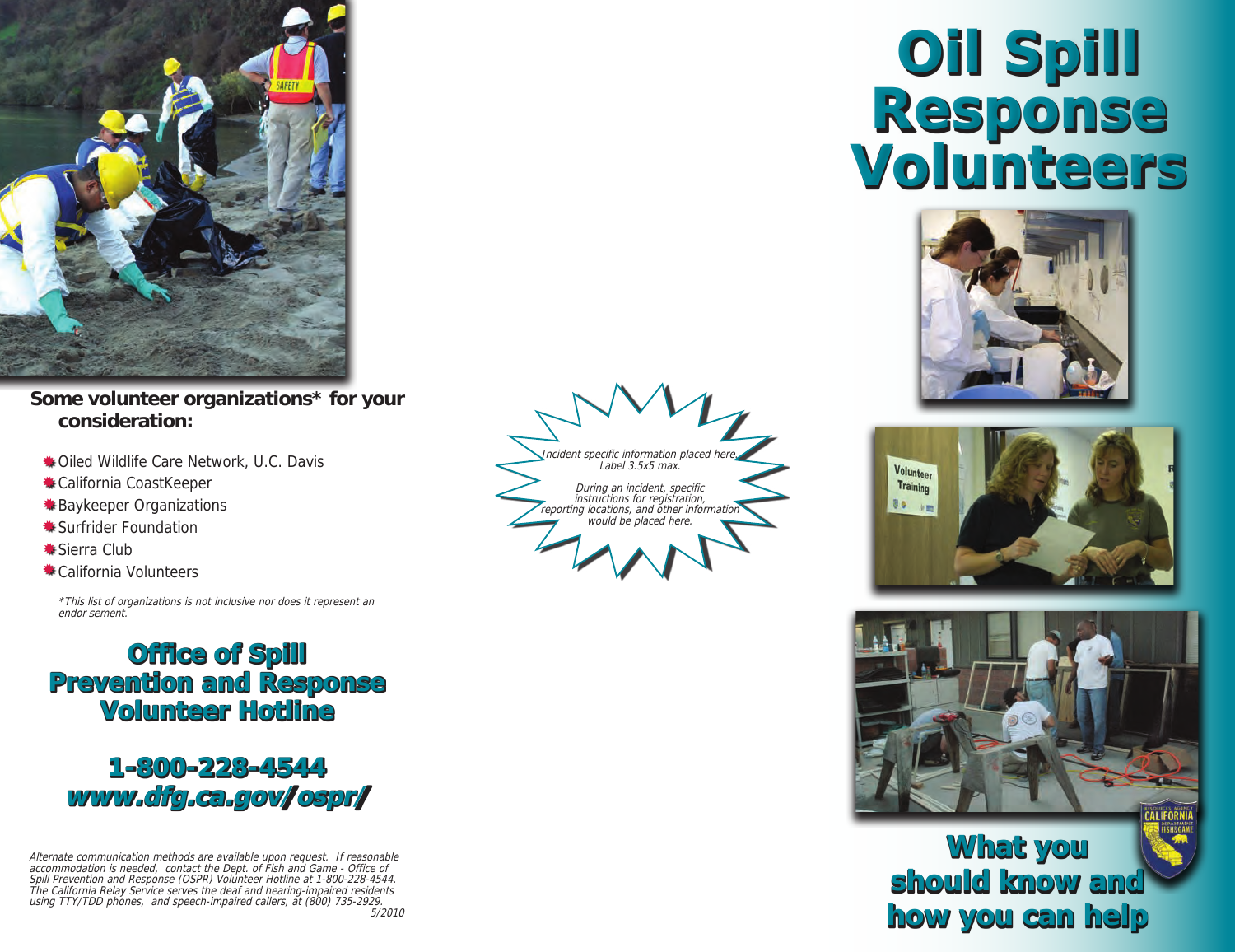**Some volunteer organizations* for your consideration:**

- Oiled Wildlife Care Network, U.C. Davis
- California CoastKeeper
- Baykeeper Organizations
- Surfrider Foundation
- Sierra Club
- California Volunteers

*\*This list of organizations is not inclusive nor does it represent an endor sement.*

## Office of Spill Prevention and Response Volunteer Hotline

## 1-800-228-4544
## *www.dfg.ca.gov/ospr/*

*Alternate communication methods are available upon request. If reasonable accommodation is needed, contact the Dept. of Fish and Game - Office of Spill Prevention and Response (OSPR) Volunteer Hotline at 1-800-228-4544. The California Relay Service serves the deaf and hearing-impaired residents using TTY/TDD phones, and speech-impaired callers, at (800) 735-2929.*
*5/2010*

*Incident specific information placed here. Label 3.5x5 max.*

*During an incident, specific instructions for registration, reporting locations, and other information would be placed here.*

# Oil Spill Response Volunteers

## What you should know and how you can help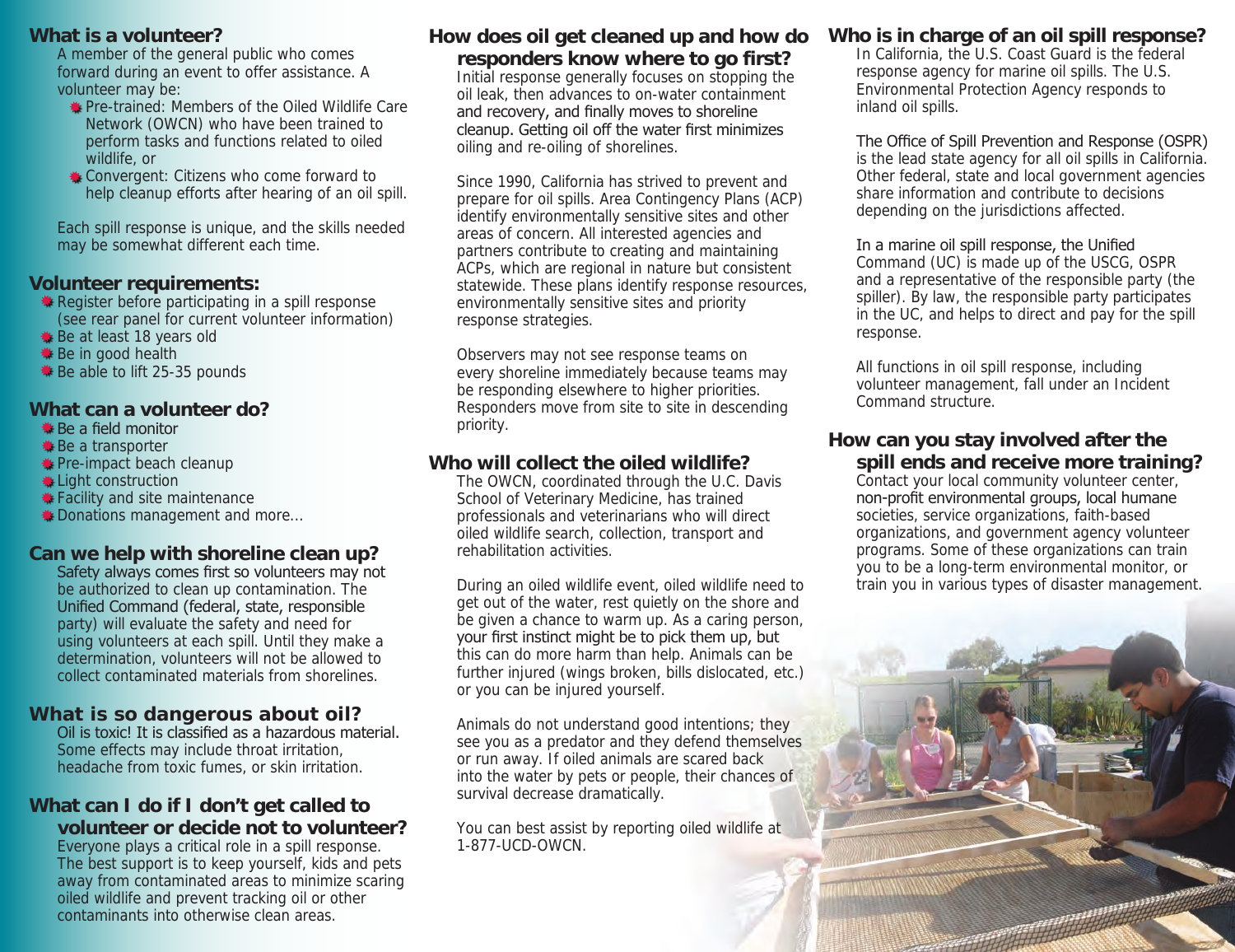## What is a volunteer?

A member of the general public who comes forward during an event to offer assistance. A volunteer may be:

- Pre-trained: Members of the Oiled Wildlife Care Network (OWCN) who have been trained to perform tasks and functions related to oiled wildlife, or
- Convergent: Citizens who come forward to help cleanup efforts after hearing of an oil spill.

Each spill response is unique, and the skills needed may be somewhat different each time.

## Volunteer requirements:

- Register before participating in a spill response (see rear panel for current volunteer information)
- Be at least 18 years old
- Be in good health
- Be able to lift 25-35 pounds

## What can a volunteer do?

- Be a field monitor
- Be a transporter
- Pre-impact beach cleanup
- Light construction
- Facility and site maintenance
- Donations management and more...

## Can we help with shoreline clean up?

Safety always comes first so volunteers may not be authorized to clean up contamination. The Unified Command (federal, state, responsible party) will evaluate the safety and need for using volunteers at each spill. Until they make a determination, volunteers will not be allowed to collect contaminated materials from shorelines.

## What is so dangerous about oil?

Oil is toxic! It is classified as a hazardous material. Some effects may include throat irritation, headache from toxic fumes, or skin irritation.

## What can I do if I don't get called to volunteer or decide not to volunteer?

Everyone plays a critical role in a spill response. The best support is to keep yourself, kids and pets away from contaminated areas to minimize scaring oiled wildlife and prevent tracking oil or other contaminants into otherwise clean areas.

## How does oil get cleaned up and how do responders know where to go first?

Initial response generally focuses on stopping the oil leak, then advances to on-water containment and recovery, and finally moves to shoreline cleanup. Getting oil off the water first minimizes oiling and re-oiling of shorelines.

Since 1990, California has strived to prevent and prepare for oil spills. Area Contingency Plans (ACP) identify environmentally sensitive sites and other areas of concern. All interested agencies and partners contribute to creating and maintaining ACPs, which are regional in nature but consistent statewide. These plans identify response resources, environmentally sensitive sites and priority response strategies.

Observers may not see response teams on every shoreline immediately because teams may be responding elsewhere to higher priorities. Responders move from site to site in descending priority.

## Who will collect the oiled wildlife?

The OWCN, coordinated through the U.C. Davis School of Veterinary Medicine, has trained professionals and veterinarians who will direct oiled wildlife search, collection, transport and rehabilitation activities.

During an oiled wildlife event, oiled wildlife need to get out of the water, rest quietly on the shore and be given a chance to warm up. As a caring person, your first instinct might be to pick them up, but this can do more harm than help. Animals can be further injured (wings broken, bills dislocated, etc.) or you can be injured yourself.

Animals do not understand good intentions; they see you as a predator and they defend themselves or run away. If oiled animals are scared back into the water by pets or people, their chances of survival decrease dramatically.

You can best assist by reporting oiled wildlife at 1-877-UCD-OWCN.

## Who is in charge of an oil spill response?

In California, the U.S. Coast Guard is the federal response agency for marine oil spills. The U.S. Environmental Protection Agency responds to inland oil spills.

The Office of Spill Prevention and Response (OSPR) is the lead state agency for all oil spills in California. Other federal, state and local government agencies share information and contribute to decisions depending on the jurisdictions affected.

In a marine oil spill response, the Unified Command (UC) is made up of the USCG, OSPR and a representative of the responsible party (the spiller). By law, the responsible party participates in the UC, and helps to direct and pay for the spill response.

All functions in oil spill response, including volunteer management, fall under an Incident Command structure.

## How can you stay involved after the spill ends and receive more training?

Contact your local community volunteer center, non-profit environmental groups, local humane societies, service organizations, faith-based organizations, and government agency volunteer programs. Some of these organizations can train you to be a long-term environmental monitor, or train you in various types of disaster management.